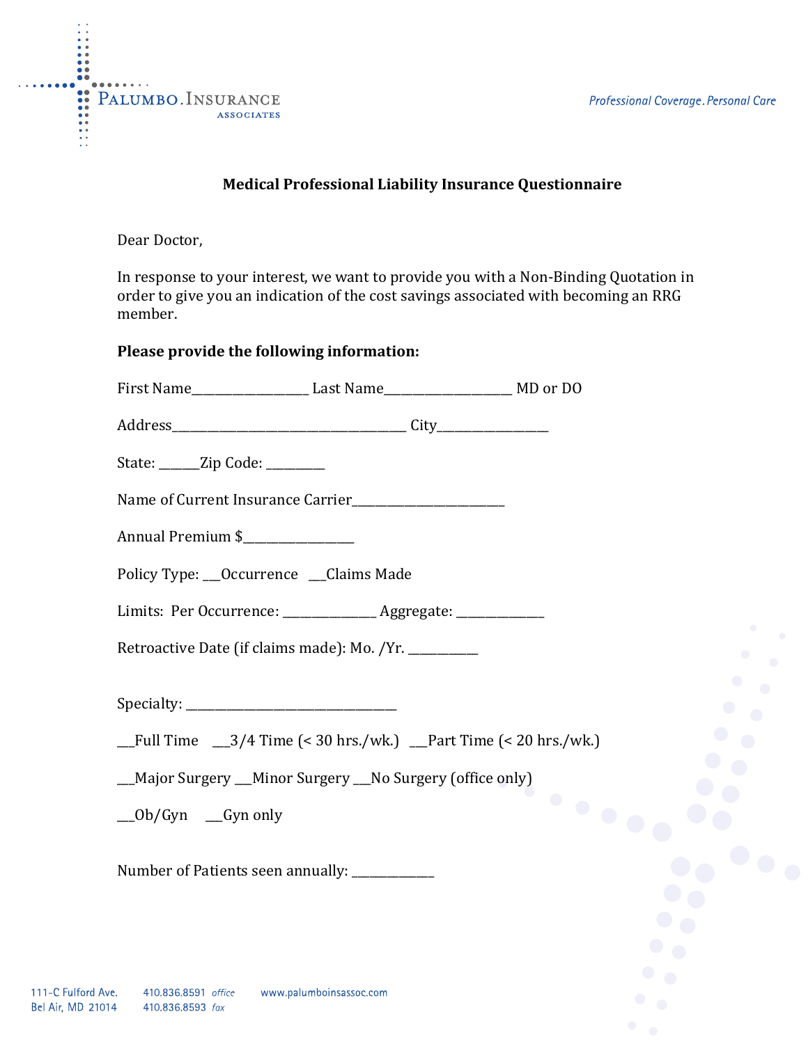PALUMBO.INSURANCE ASSOCIATES

*Professional Coverage. Personal Care*

**Medical Professional Liability Insurance Questionnaire**

Dear Doctor,

In response to your interest, we want to provide you with a Non-Binding Quotation in order to give you an indication of the cost savings associated with becoming an RRG member.

**Please provide the following information:**

First Name__________________ Last Name___________________ MD or DO

Address____________________________________ City_________________

State: ______Zip Code: _________

Name of Current Insurance Carrier________________________

Annual Premium $_________________

Policy Type: ___Occurrence ___Claims Made

Limits: Per Occurrence: ______________ Aggregate: ______________

Retroactive Date (if claims made): Mo. /Yr. ___________

Specialty: _________________________________

___Full Time ___3/4 Time (< 30 hrs./wk.) ___Part Time (< 20 hrs./wk.)

___Major Surgery ___Minor Surgery ___No Surgery (office only)

___Ob/Gyn ___Gyn only

Number of Patients seen annually: _____________

111-C Fulford Ave.
Bel Air, MD 21014

410.836.8591 *office*
410.836.8593 *fax*

www.palumboinsassoc.com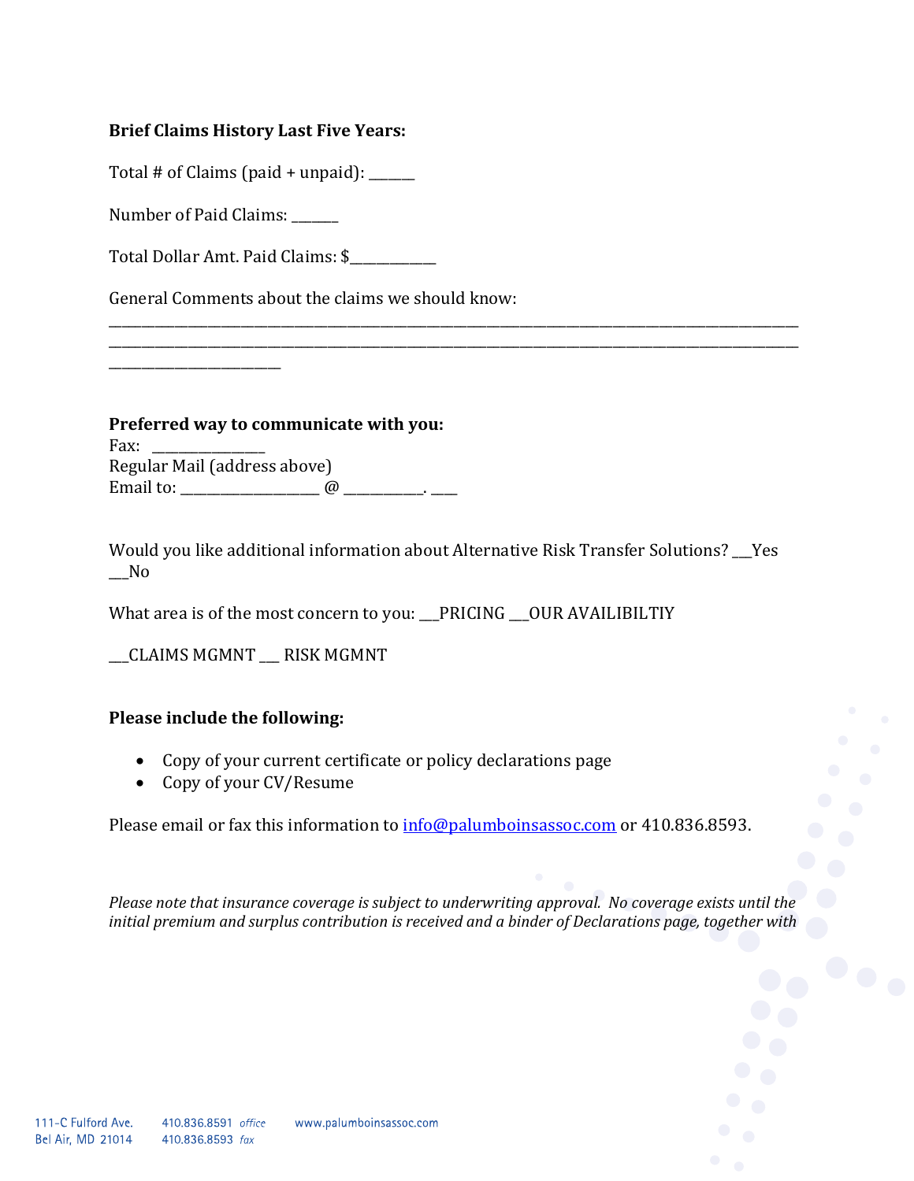**Brief Claims History Last Five Years:**

Total # of Claims (paid + unpaid): ______

Number of Paid Claims: ______

Total Dollar Amt. Paid Claims: $___________

General Comments about the claims we should know:
______________________________________________________________________________________________
______________________________________________________________________________________________
______________________

**Preferred way to communicate with you:**
Fax: ______________
Regular Mail (address above)
Email to: __________________ @ __________. ___

Would you like additional information about Alternative Risk Transfer Solutions? ___Yes ___No

What area is of the most concern to you: ___PRICING ___OUR AVAILIBILTIY

___CLAIMS MGMNT ___ RISK MGMNT

**Please include the following:**

- Copy of your current certificate or policy declarations page
- Copy of your CV/Resume

Please email or fax this information to info@palumboinsassoc.com or 410.836.8593.

*Please note that insurance coverage is subject to underwriting approval. No coverage exists until the initial premium and surplus contribution is received and a binder of Declarations page, together with*